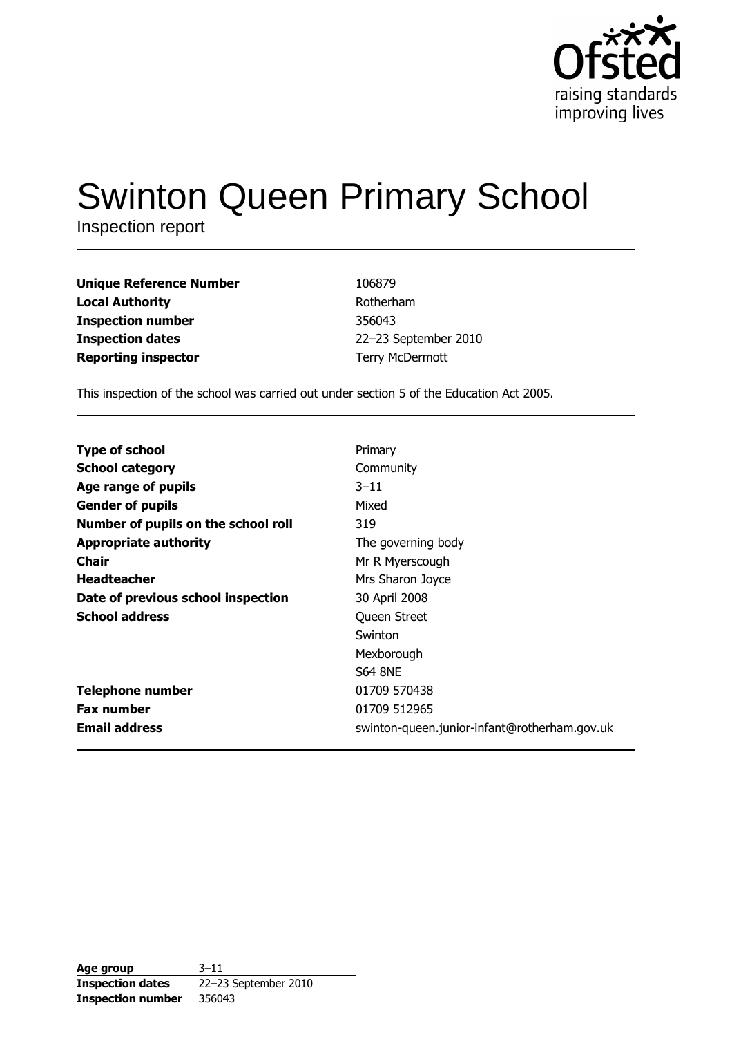# Swinton Queen Primary School

Inspection report

| | |
|---|---|
| **Unique Reference Number** | 106879 |
| **Local Authority** | Rotherham |
| **Inspection number** | 356043 |
| **Inspection dates** | 22–23 September 2010 |
| **Reporting inspector** | Terry McDermott |

This inspection of the school was carried out under section 5 of the Education Act 2005.

| | |
|---|---|
| **Type of school** | Primary |
| **School category** | Community |
| **Age range of pupils** | 3–11 |
| **Gender of pupils** | Mixed |
| **Number of pupils on the school roll** | 319 |
| **Appropriate authority** | The governing body |
| **Chair** | Mr R Myerscough |
| **Headteacher** | Mrs Sharon Joyce |
| **Date of previous school inspection** | 30 April 2008 |
| **School address** | Queen Street<br>Swinton<br>Mexborough<br>S64 8NE |
| **Telephone number** | 01709 570438 |
| **Fax number** | 01709 512965 |
| **Email address** | swinton-queen.junior-infant@rotherham.gov.uk |

| | |
|---|---|
| **Age group** | 3–11 |
| **Inspection dates** | 22–23 September 2010 |
| **Inspection number** | 356043 |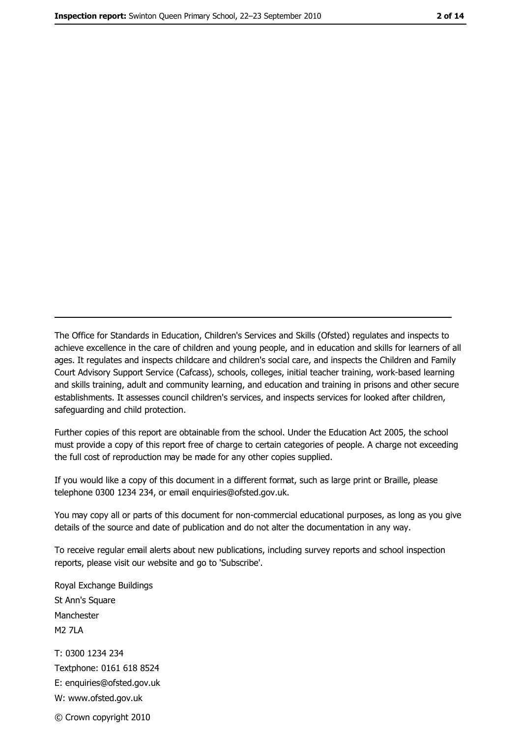---

The Office for Standards in Education, Children's Services and Skills (Ofsted) regulates and inspects to achieve excellence in the care of children and young people, and in education and skills for learners of all ages. It regulates and inspects childcare and children's social care, and inspects the Children and Family Court Advisory Support Service (Cafcass), schools, colleges, initial teacher training, work-based learning and skills training, adult and community learning, and education and training in prisons and other secure establishments. It assesses council children's services, and inspects services for looked after children, safeguarding and child protection.

Further copies of this report are obtainable from the school. Under the Education Act 2005, the school must provide a copy of this report free of charge to certain categories of people. A charge not exceeding the full cost of reproduction may be made for any other copies supplied.

If you would like a copy of this document in a different format, such as large print or Braille, please telephone 0300 1234 234, or email enquiries@ofsted.gov.uk.

You may copy all or parts of this document for non-commercial educational purposes, as long as you give details of the source and date of publication and do not alter the documentation in any way.

To receive regular email alerts about new publications, including survey reports and school inspection reports, please visit our website and go to 'Subscribe'.

Royal Exchange Buildings
St Ann's Square
Manchester
M2 7LA

T: 0300 1234 234
Textphone: 0161 618 8524
E: enquiries@ofsted.gov.uk
W: www.ofsted.gov.uk

© Crown copyright 2010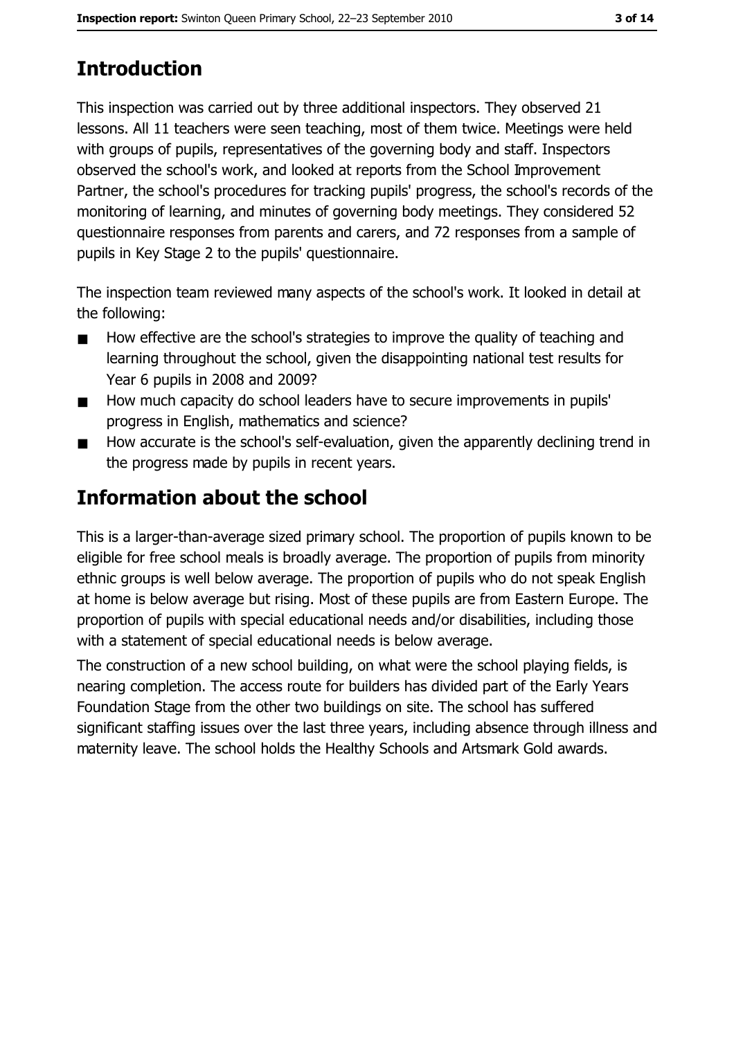## Introduction

This inspection was carried out by three additional inspectors. They observed 21 lessons. All 11 teachers were seen teaching, most of them twice. Meetings were held with groups of pupils, representatives of the governing body and staff. Inspectors observed the school's work, and looked at reports from the School Improvement Partner, the school's procedures for tracking pupils' progress, the school's records of the monitoring of learning, and minutes of governing body meetings. They considered 52 questionnaire responses from parents and carers, and 72 responses from a sample of pupils in Key Stage 2 to the pupils' questionnaire.

The inspection team reviewed many aspects of the school's work. It looked in detail at the following:

- How effective are the school's strategies to improve the quality of teaching and learning throughout the school, given the disappointing national test results for Year 6 pupils in 2008 and 2009?
- How much capacity do school leaders have to secure improvements in pupils' progress in English, mathematics and science?
- How accurate is the school's self-evaluation, given the apparently declining trend in the progress made by pupils in recent years.

## Information about the school

This is a larger-than-average sized primary school. The proportion of pupils known to be eligible for free school meals is broadly average. The proportion of pupils from minority ethnic groups is well below average. The proportion of pupils who do not speak English at home is below average but rising. Most of these pupils are from Eastern Europe. The proportion of pupils with special educational needs and/or disabilities, including those with a statement of special educational needs is below average.

The construction of a new school building, on what were the school playing fields, is nearing completion. The access route for builders has divided part of the Early Years Foundation Stage from the other two buildings on site. The school has suffered significant staffing issues over the last three years, including absence through illness and maternity leave. The school holds the Healthy Schools and Artsmark Gold awards.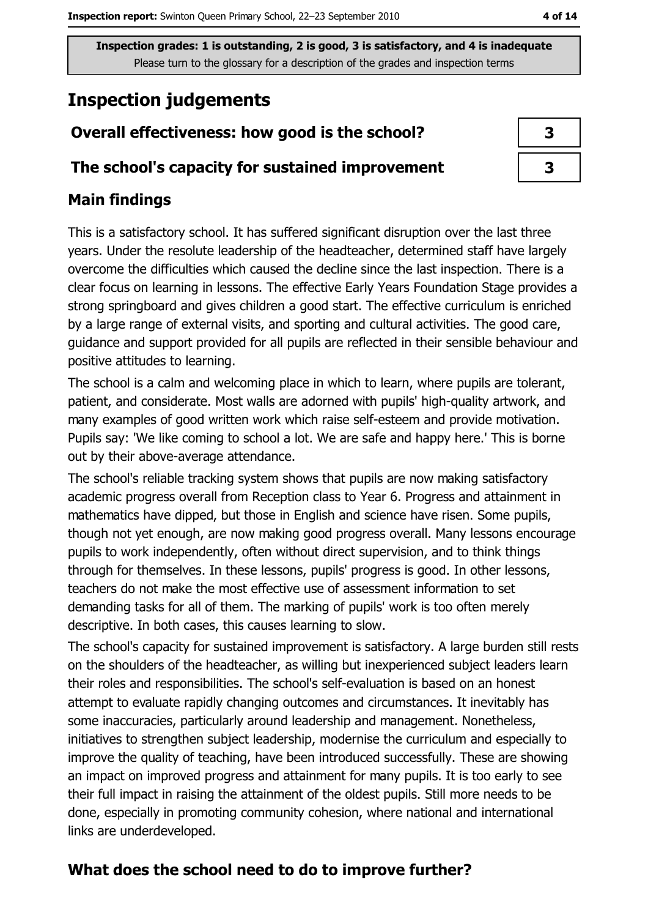**Inspection grades: 1 is outstanding, 2 is good, 3 is satisfactory, and 4 is inadequate**
Please turn to the glossary for a description of the grades and inspection terms

## Inspection judgements

| | |
|---|---|
| **Overall effectiveness: how good is the school?** | **3** |
| **The school's capacity for sustained improvement** | **3** |

### Main findings

This is a satisfactory school. It has suffered significant disruption over the last three years. Under the resolute leadership of the headteacher, determined staff have largely overcome the difficulties which caused the decline since the last inspection. There is a clear focus on learning in lessons. The effective Early Years Foundation Stage provides a strong springboard and gives children a good start. The effective curriculum is enriched by a large range of external visits, and sporting and cultural activities. The good care, guidance and support provided for all pupils are reflected in their sensible behaviour and positive attitudes to learning.

The school is a calm and welcoming place in which to learn, where pupils are tolerant, patient, and considerate. Most walls are adorned with pupils' high-quality artwork, and many examples of good written work which raise self-esteem and provide motivation. Pupils say: 'We like coming to school a lot. We are safe and happy here.' This is borne out by their above-average attendance.

The school's reliable tracking system shows that pupils are now making satisfactory academic progress overall from Reception class to Year 6. Progress and attainment in mathematics have dipped, but those in English and science have risen. Some pupils, though not yet enough, are now making good progress overall. Many lessons encourage pupils to work independently, often without direct supervision, and to think things through for themselves. In these lessons, pupils' progress is good. In other lessons, teachers do not make the most effective use of assessment information to set demanding tasks for all of them. The marking of pupils' work is too often merely descriptive. In both cases, this causes learning to slow.

The school's capacity for sustained improvement is satisfactory. A large burden still rests on the shoulders of the headteacher, as willing but inexperienced subject leaders learn their roles and responsibilities. The school's self-evaluation is based on an honest attempt to evaluate rapidly changing outcomes and circumstances. It inevitably has some inaccuracies, particularly around leadership and management. Nonetheless, initiatives to strengthen subject leadership, modernise the curriculum and especially to improve the quality of teaching, have been introduced successfully. These are showing an impact on improved progress and attainment for many pupils. It is too early to see their full impact in raising the attainment of the oldest pupils. Still more needs to be done, especially in promoting community cohesion, where national and international links are underdeveloped.

### What does the school need to do to improve further?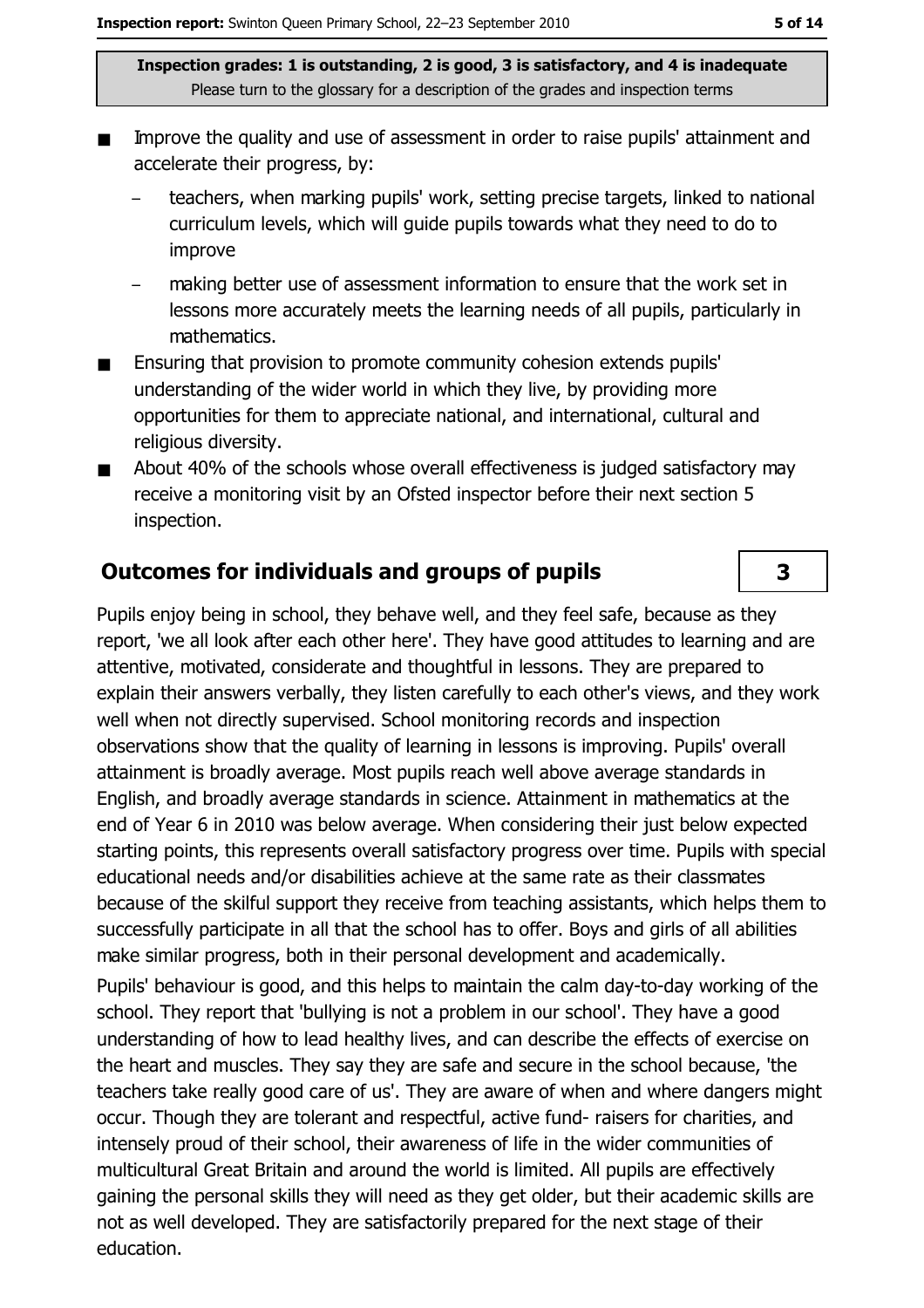**Inspection grades: 1 is outstanding, 2 is good, 3 is satisfactory, and 4 is inadequate**
Please turn to the glossary for a description of the grades and inspection terms

- Improve the quality and use of assessment in order to raise pupils' attainment and accelerate their progress, by:
  - teachers, when marking pupils' work, setting precise targets, linked to national curriculum levels, which will guide pupils towards what they need to do to improve
  - making better use of assessment information to ensure that the work set in lessons more accurately meets the learning needs of all pupils, particularly in mathematics.
- Ensuring that provision to promote community cohesion extends pupils' understanding of the wider world in which they live, by providing more opportunities for them to appreciate national, and international, cultural and religious diversity.
- About 40% of the schools whose overall effectiveness is judged satisfactory may receive a monitoring visit by an Ofsted inspector before their next section 5 inspection.

## Outcomes for individuals and groups of pupils

**3**

Pupils enjoy being in school, they behave well, and they feel safe, because as they report, 'we all look after each other here'. They have good attitudes to learning and are attentive, motivated, considerate and thoughtful in lessons. They are prepared to explain their answers verbally, they listen carefully to each other's views, and they work well when not directly supervised. School monitoring records and inspection observations show that the quality of learning in lessons is improving. Pupils' overall attainment is broadly average. Most pupils reach well above average standards in English, and broadly average standards in science. Attainment in mathematics at the end of Year 6 in 2010 was below average. When considering their just below expected starting points, this represents overall satisfactory progress over time. Pupils with special educational needs and/or disabilities achieve at the same rate as their classmates because of the skilful support they receive from teaching assistants, which helps them to successfully participate in all that the school has to offer. Boys and girls of all abilities make similar progress, both in their personal development and academically.

Pupils' behaviour is good, and this helps to maintain the calm day-to-day working of the school. They report that 'bullying is not a problem in our school'. They have a good understanding of how to lead healthy lives, and can describe the effects of exercise on the heart and muscles. They say they are safe and secure in the school because, 'the teachers take really good care of us'. They are aware of when and where dangers might occur. Though they are tolerant and respectful, active fund- raisers for charities, and intensely proud of their school, their awareness of life in the wider communities of multicultural Great Britain and around the world is limited. All pupils are effectively gaining the personal skills they will need as they get older, but their academic skills are not as well developed. They are satisfactorily prepared for the next stage of their education.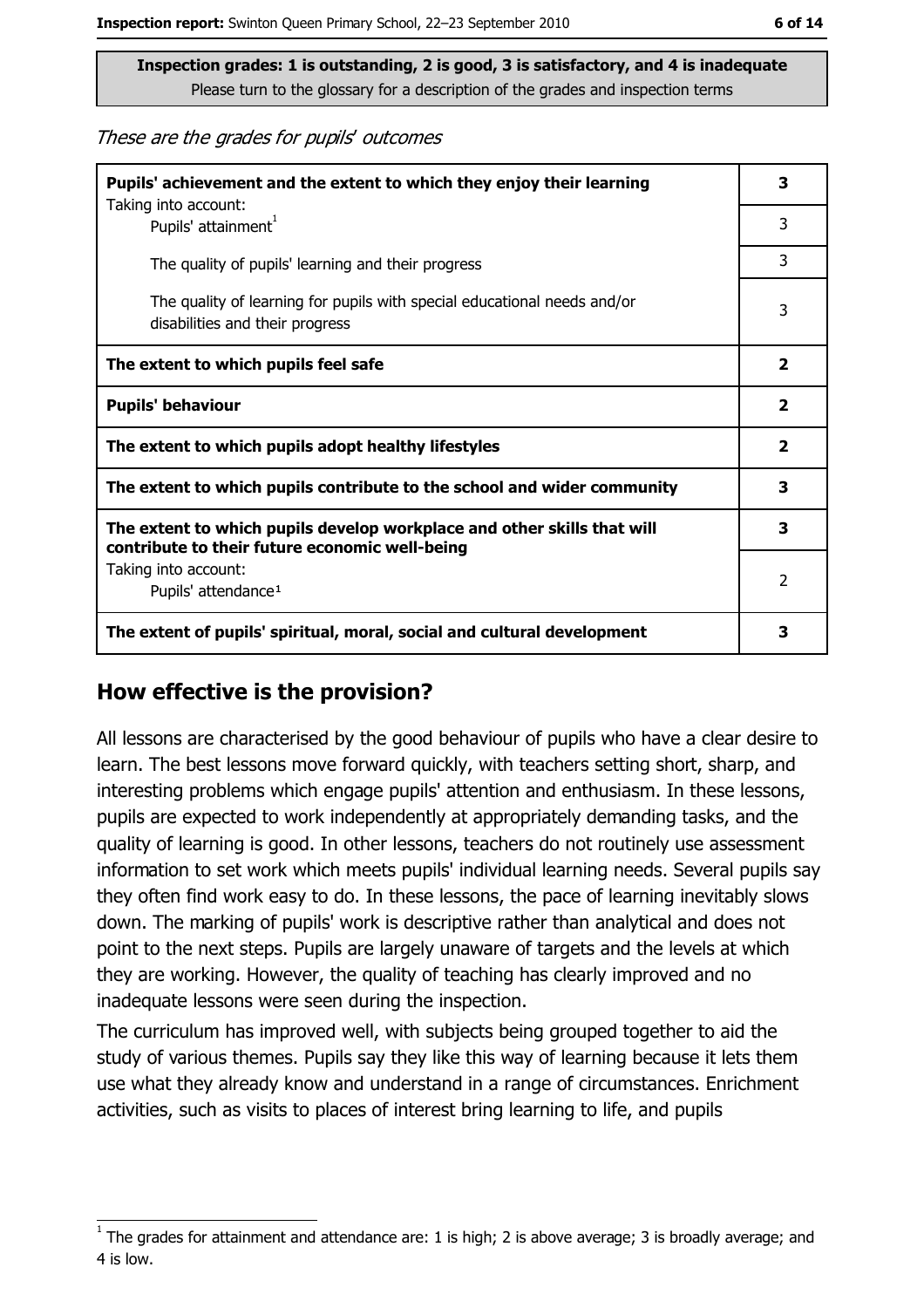**Inspection grades: 1 is outstanding, 2 is good, 3 is satisfactory, and 4 is inadequate**
Please turn to the glossary for a description of the grades and inspection terms

*These are the grades for pupils' outcomes*

| | |
|---|---|
| **Pupils' achievement and the extent to which they enjoy their learning** | **3** |
| Taking into account: Pupils' attainment[1] | 3 |
| The quality of pupils' learning and their progress | 3 |
| The quality of learning for pupils with special educational needs and/or disabilities and their progress | 3 |
| **The extent to which pupils feel safe** | **2** |
| **Pupils' behaviour** | **2** |
| **The extent to which pupils adopt healthy lifestyles** | **2** |
| **The extent to which pupils contribute to the school and wider community** | **3** |
| **The extent to which pupils develop workplace and other skills that will contribute to their future economic well-being** | **3** |
| Taking into account: Pupils' attendance[1] | 2 |
| **The extent of pupils' spiritual, moral, social and cultural development** | **3** |

## How effective is the provision?

All lessons are characterised by the good behaviour of pupils who have a clear desire to learn. The best lessons move forward quickly, with teachers setting short, sharp, and interesting problems which engage pupils' attention and enthusiasm. In these lessons, pupils are expected to work independently at appropriately demanding tasks, and the quality of learning is good. In other lessons, teachers do not routinely use assessment information to set work which meets pupils' individual learning needs. Several pupils say they often find work easy to do. In these lessons, the pace of learning inevitably slows down. The marking of pupils' work is descriptive rather than analytical and does not point to the next steps. Pupils are largely unaware of targets and the levels at which they are working. However, the quality of teaching has clearly improved and no inadequate lessons were seen during the inspection.

The curriculum has improved well, with subjects being grouped together to aid the study of various themes. Pupils say they like this way of learning because it lets them use what they already know and understand in a range of circumstances. Enrichment activities, such as visits to places of interest bring learning to life, and pupils

[1] The grades for attainment and attendance are: 1 is high; 2 is above average; 3 is broadly average; and 4 is low.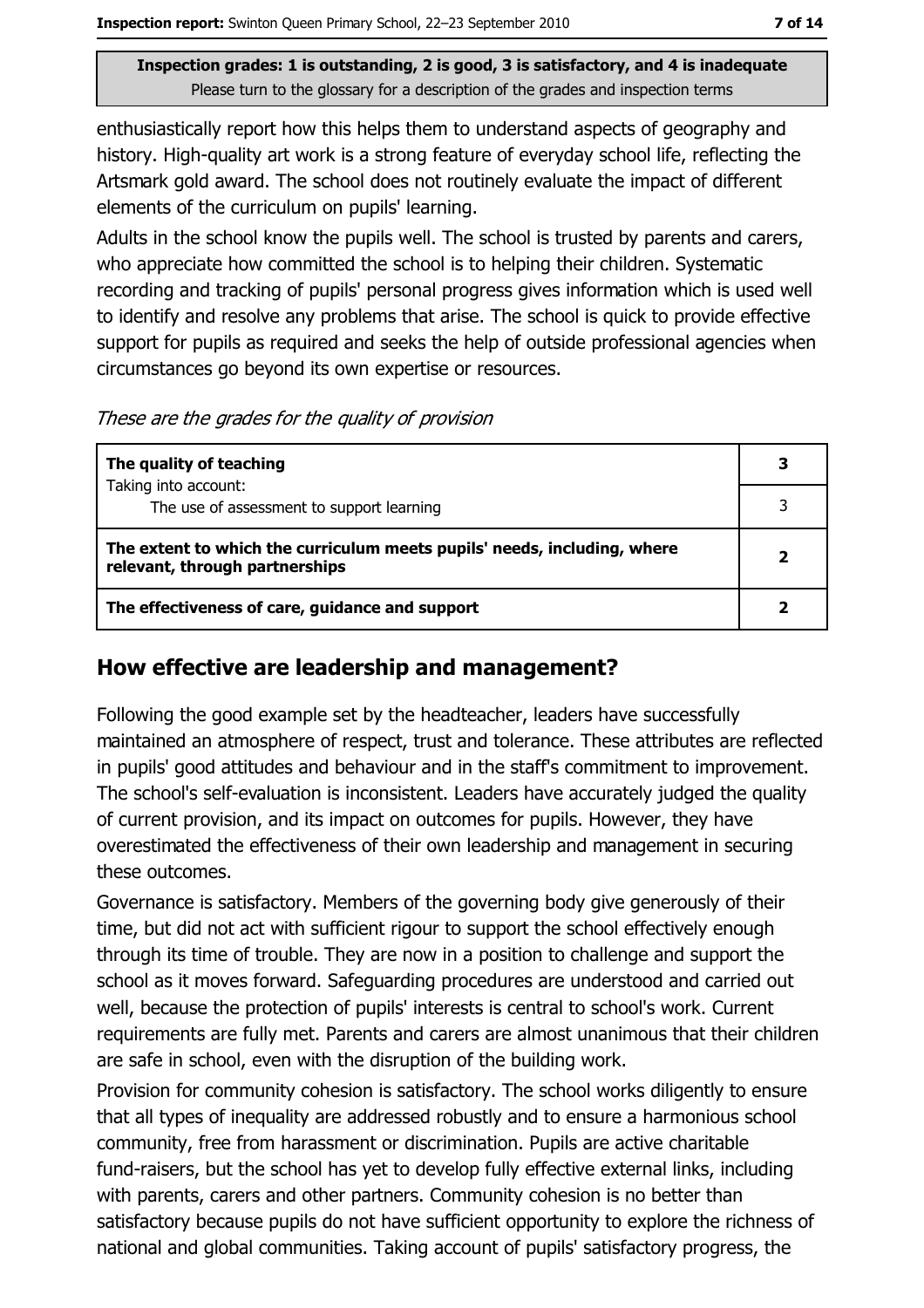enthusiastically report how this helps them to understand aspects of geography and history. High-quality art work is a strong feature of everyday school life, reflecting the Artsmark gold award. The school does not routinely evaluate the impact of different elements of the curriculum on pupils' learning.

Adults in the school know the pupils well. The school is trusted by parents and carers, who appreciate how committed the school is to helping their children. Systematic recording and tracking of pupils' personal progress gives information which is used well to identify and resolve any problems that arise. The school is quick to provide effective support for pupils as required and seeks the help of outside professional agencies when circumstances go beyond its own expertise or resources.

*These are the grades for the quality of provision*

| | |
|---|---|
| **The quality of teaching** | **3** |
| Taking into account: The use of assessment to support learning | 3 |
| **The extent to which the curriculum meets pupils' needs, including, where relevant, through partnerships** | **2** |
| **The effectiveness of care, guidance and support** | **2** |

## How effective are leadership and management?

Following the good example set by the headteacher, leaders have successfully maintained an atmosphere of respect, trust and tolerance. These attributes are reflected in pupils' good attitudes and behaviour and in the staff's commitment to improvement. The school's self-evaluation is inconsistent. Leaders have accurately judged the quality of current provision, and its impact on outcomes for pupils. However, they have overestimated the effectiveness of their own leadership and management in securing these outcomes.

Governance is satisfactory. Members of the governing body give generously of their time, but did not act with sufficient rigour to support the school effectively enough through its time of trouble. They are now in a position to challenge and support the school as it moves forward. Safeguarding procedures are understood and carried out well, because the protection of pupils' interests is central to school's work. Current requirements are fully met. Parents and carers are almost unanimous that their children are safe in school, even with the disruption of the building work.

Provision for community cohesion is satisfactory. The school works diligently to ensure that all types of inequality are addressed robustly and to ensure a harmonious school community, free from harassment or discrimination. Pupils are active charitable fund-raisers, but the school has yet to develop fully effective external links, including with parents, carers and other partners. Community cohesion is no better than satisfactory because pupils do not have sufficient opportunity to explore the richness of national and global communities. Taking account of pupils' satisfactory progress, the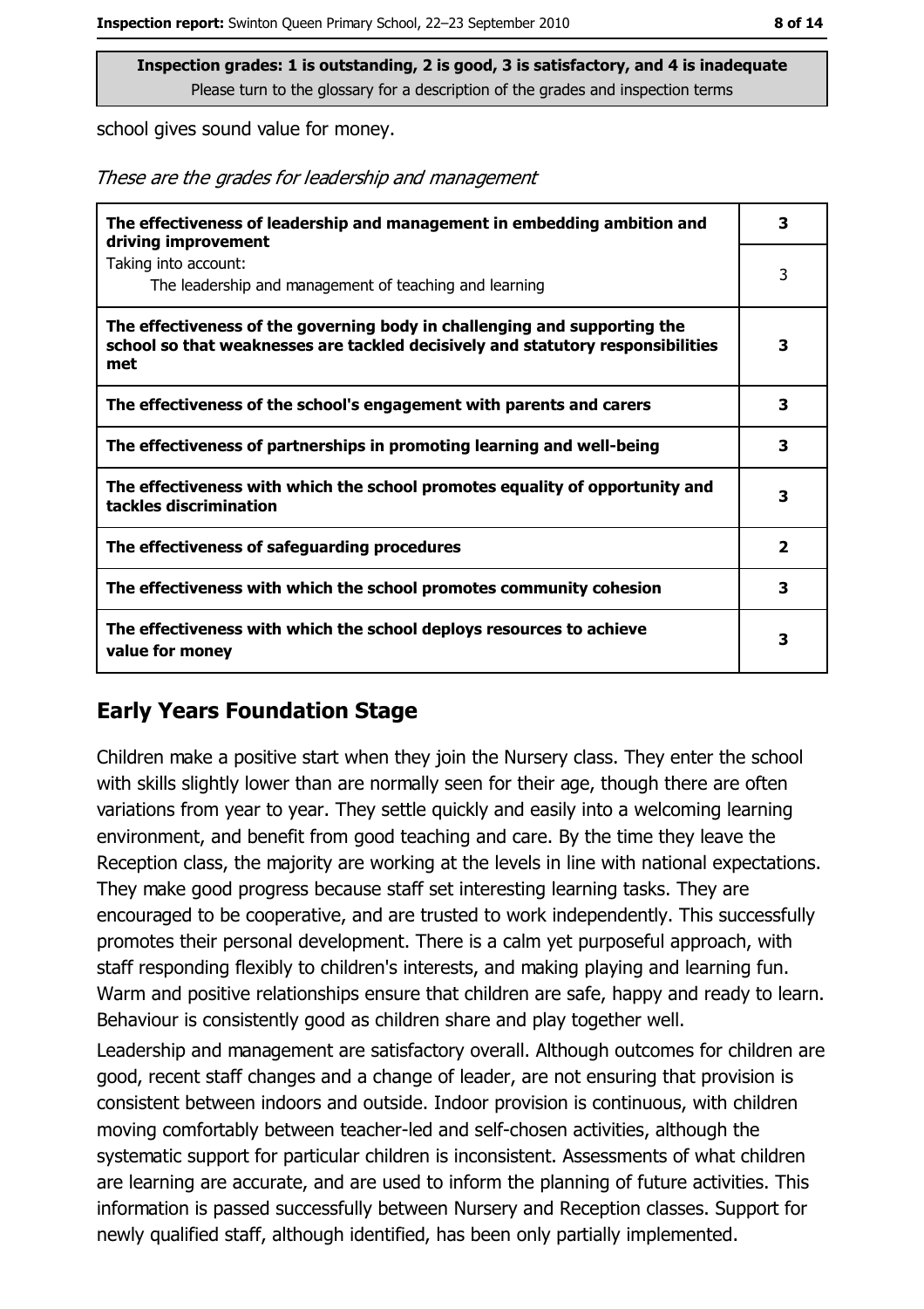**Inspection grades: 1 is outstanding, 2 is good, 3 is satisfactory, and 4 is inadequate**
Please turn to the glossary for a description of the grades and inspection terms

school gives sound value for money.

*These are the grades for leadership and management*

| | |
|---|---|
| **The effectiveness of leadership and management in embedding ambition and driving improvement** | **3** |
| Taking into account: The leadership and management of teaching and learning | 3 |
| **The effectiveness of the governing body in challenging and supporting the school so that weaknesses are tackled decisively and statutory responsibilities met** | **3** |
| **The effectiveness of the school's engagement with parents and carers** | **3** |
| **The effectiveness of partnerships in promoting learning and well-being** | **3** |
| **The effectiveness with which the school promotes equality of opportunity and tackles discrimination** | **3** |
| **The effectiveness of safeguarding procedures** | **2** |
| **The effectiveness with which the school promotes community cohesion** | **3** |
| **The effectiveness with which the school deploys resources to achieve value for money** | **3** |

## Early Years Foundation Stage

Children make a positive start when they join the Nursery class. They enter the school with skills slightly lower than are normally seen for their age, though there are often variations from year to year. They settle quickly and easily into a welcoming learning environment, and benefit from good teaching and care. By the time they leave the Reception class, the majority are working at the levels in line with national expectations. They make good progress because staff set interesting learning tasks. They are encouraged to be cooperative, and are trusted to work independently. This successfully promotes their personal development. There is a calm yet purposeful approach, with staff responding flexibly to children's interests, and making playing and learning fun. Warm and positive relationships ensure that children are safe, happy and ready to learn. Behaviour is consistently good as children share and play together well.

Leadership and management are satisfactory overall. Although outcomes for children are good, recent staff changes and a change of leader, are not ensuring that provision is consistent between indoors and outside. Indoor provision is continuous, with children moving comfortably between teacher-led and self-chosen activities, although the systematic support for particular children is inconsistent. Assessments of what children are learning are accurate, and are used to inform the planning of future activities. This information is passed successfully between Nursery and Reception classes. Support for newly qualified staff, although identified, has been only partially implemented.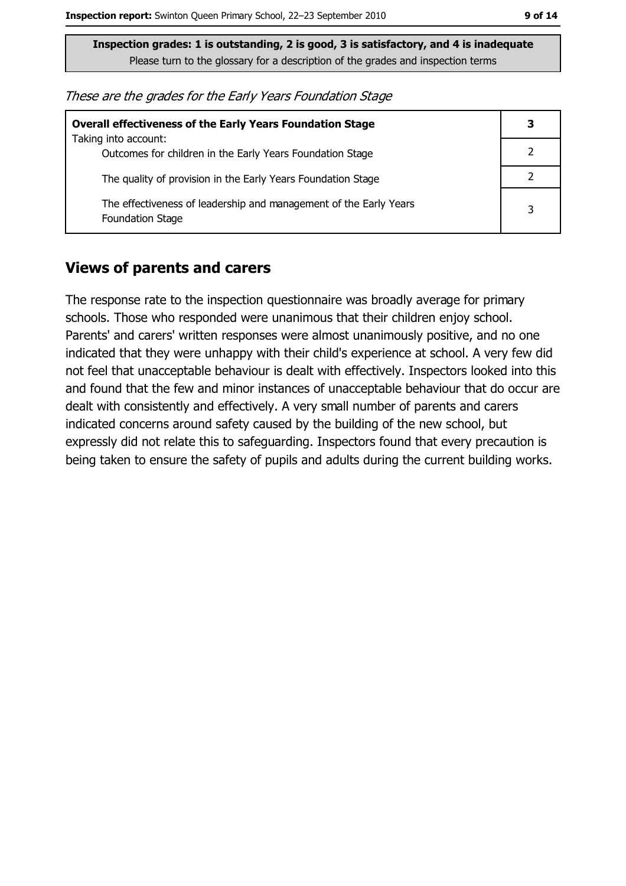**Inspection grades: 1 is outstanding, 2 is good, 3 is satisfactory, and 4 is inadequate**
Please turn to the glossary for a description of the grades and inspection terms

*These are the grades for the Early Years Foundation Stage*

| **Overall effectiveness of the Early Years Foundation Stage** | **3** |
|---|---|
| Taking into account:<br>Outcomes for children in the Early Years Foundation Stage | 2 |
| The quality of provision in the Early Years Foundation Stage | 2 |
| The effectiveness of leadership and management of the Early Years Foundation Stage | 3 |

## Views of parents and carers

The response rate to the inspection questionnaire was broadly average for primary schools. Those who responded were unanimous that their children enjoy school. Parents' and carers' written responses were almost unanimously positive, and no one indicated that they were unhappy with their child's experience at school. A very few did not feel that unacceptable behaviour is dealt with effectively. Inspectors looked into this and found that the few and minor instances of unacceptable behaviour that do occur are dealt with consistently and effectively. A very small number of parents and carers indicated concerns around safety caused by the building of the new school, but expressly did not relate this to safeguarding. Inspectors found that every precaution is being taken to ensure the safety of pupils and adults during the current building works.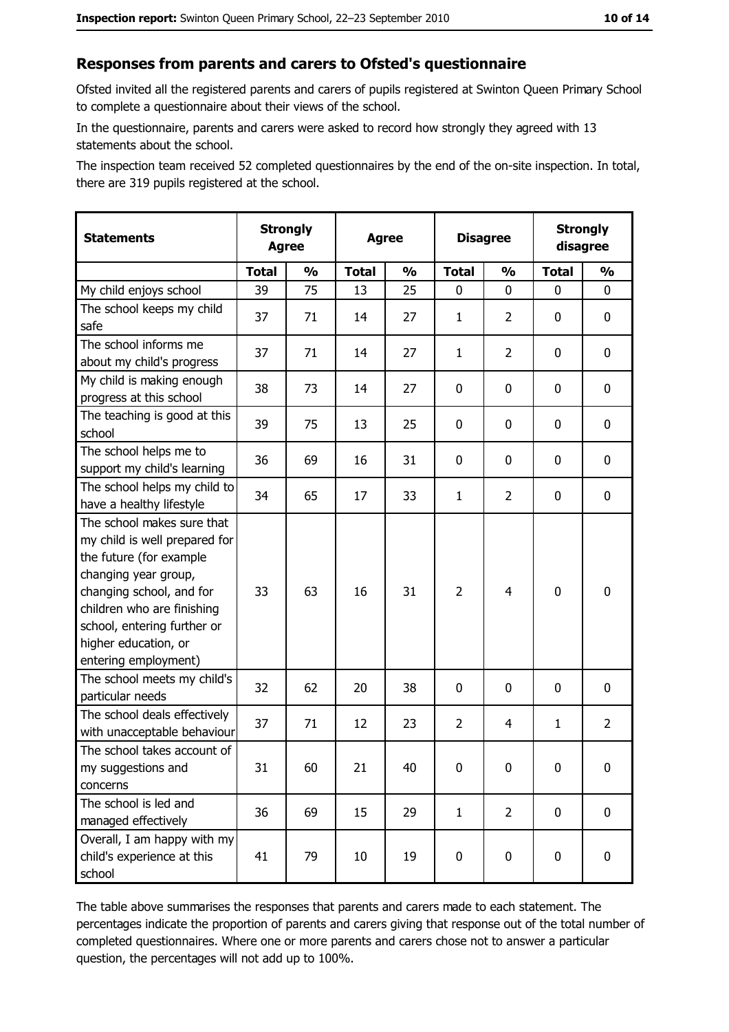## Responses from parents and carers to Ofsted's questionnaire

Ofsted invited all the registered parents and carers of pupils registered at Swinton Queen Primary School to complete a questionnaire about their views of the school.

In the questionnaire, parents and carers were asked to record how strongly they agreed with 13 statements about the school.

The inspection team received 52 completed questionnaires by the end of the on-site inspection. In total, there are 319 pupils registered at the school.

| Statements | Strongly Agree | | Agree | | Disagree | | Strongly disagree | |
|---|---|---|---|---|---|---|---|---|
| | Total | % | Total | % | Total | % | Total | % |
| My child enjoys school | 39 | 75 | 13 | 25 | 0 | 0 | 0 | 0 |
| The school keeps my child safe | 37 | 71 | 14 | 27 | 1 | 2 | 0 | 0 |
| The school informs me about my child's progress | 37 | 71 | 14 | 27 | 1 | 2 | 0 | 0 |
| My child is making enough progress at this school | 38 | 73 | 14 | 27 | 0 | 0 | 0 | 0 |
| The teaching is good at this school | 39 | 75 | 13 | 25 | 0 | 0 | 0 | 0 |
| The school helps me to support my child's learning | 36 | 69 | 16 | 31 | 0 | 0 | 0 | 0 |
| The school helps my child to have a healthy lifestyle | 34 | 65 | 17 | 33 | 1 | 2 | 0 | 0 |
| The school makes sure that my child is well prepared for the future (for example changing year group, changing school, and for children who are finishing school, entering further or higher education, or entering employment) | 33 | 63 | 16 | 31 | 2 | 4 | 0 | 0 |
| The school meets my child's particular needs | 32 | 62 | 20 | 38 | 0 | 0 | 0 | 0 |
| The school deals effectively with unacceptable behaviour | 37 | 71 | 12 | 23 | 2 | 4 | 1 | 2 |
| The school takes account of my suggestions and concerns | 31 | 60 | 21 | 40 | 0 | 0 | 0 | 0 |
| The school is led and managed effectively | 36 | 69 | 15 | 29 | 1 | 2 | 0 | 0 |
| Overall, I am happy with my child's experience at this school | 41 | 79 | 10 | 19 | 0 | 0 | 0 | 0 |

The table above summarises the responses that parents and carers made to each statement. The percentages indicate the proportion of parents and carers giving that response out of the total number of completed questionnaires. Where one or more parents and carers chose not to answer a particular question, the percentages will not add up to 100%.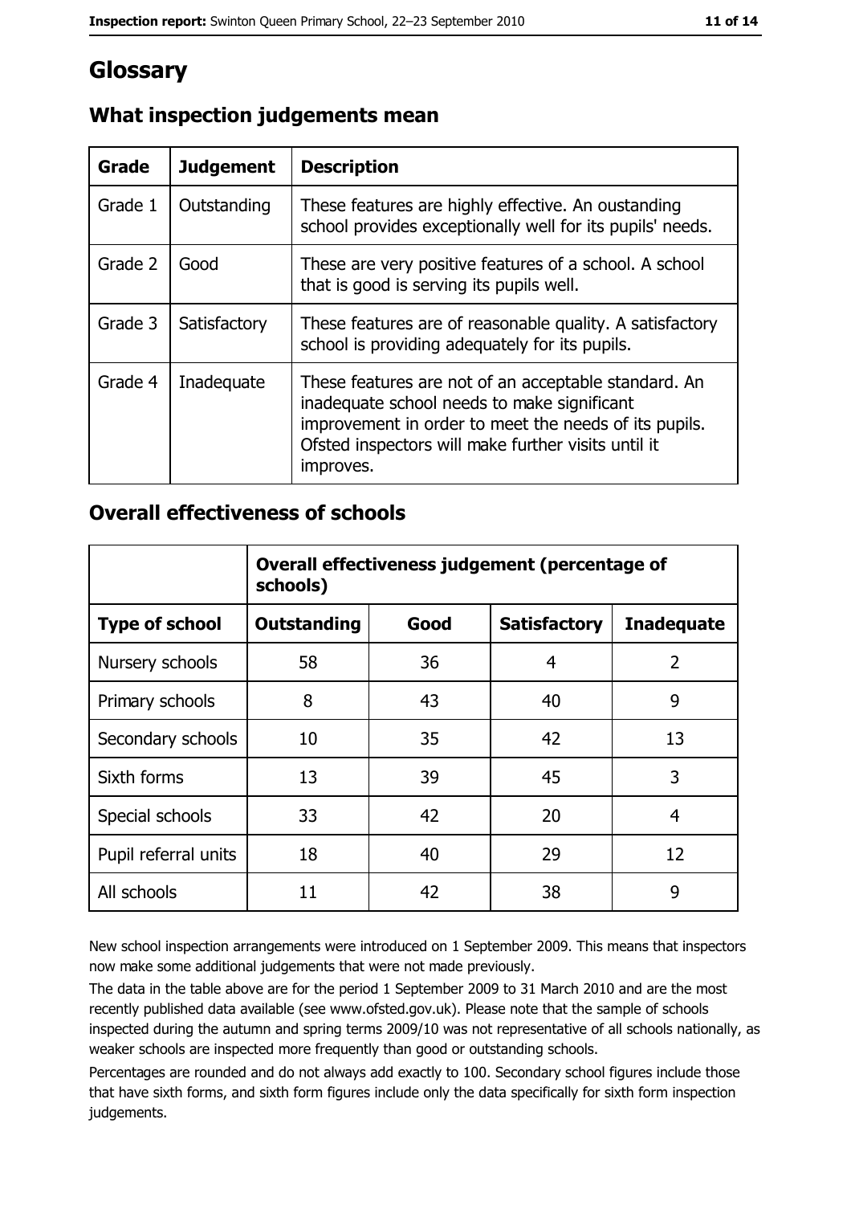# Glossary

## What inspection judgements mean

| Grade | Judgement | Description |
|---|---|---|
| Grade 1 | Outstanding | These features are highly effective. An oustanding school provides exceptionally well for its pupils' needs. |
| Grade 2 | Good | These are very positive features of a school. A school that is good is serving its pupils well. |
| Grade 3 | Satisfactory | These features are of reasonable quality. A satisfactory school is providing adequately for its pupils. |
| Grade 4 | Inadequate | These features are not of an acceptable standard. An inadequate school needs to make significant improvement in order to meet the needs of its pupils. Ofsted inspectors will make further visits until it improves. |

## Overall effectiveness of schools

| | Overall effectiveness judgement (percentage of schools) | | | |
|---|---|---|---|---|
| **Type of school** | **Outstanding** | **Good** | **Satisfactory** | **Inadequate** |
| Nursery schools | 58 | 36 | 4 | 2 |
| Primary schools | 8 | 43 | 40 | 9 |
| Secondary schools | 10 | 35 | 42 | 13 |
| Sixth forms | 13 | 39 | 45 | 3 |
| Special schools | 33 | 42 | 20 | 4 |
| Pupil referral units | 18 | 40 | 29 | 12 |
| All schools | 11 | 42 | 38 | 9 |

New school inspection arrangements were introduced on 1 September 2009. This means that inspectors now make some additional judgements that were not made previously.

The data in the table above are for the period 1 September 2009 to 31 March 2010 and are the most recently published data available (see www.ofsted.gov.uk). Please note that the sample of schools inspected during the autumn and spring terms 2009/10 was not representative of all schools nationally, as weaker schools are inspected more frequently than good or outstanding schools.

Percentages are rounded and do not always add exactly to 100. Secondary school figures include those that have sixth forms, and sixth form figures include only the data specifically for sixth form inspection judgements.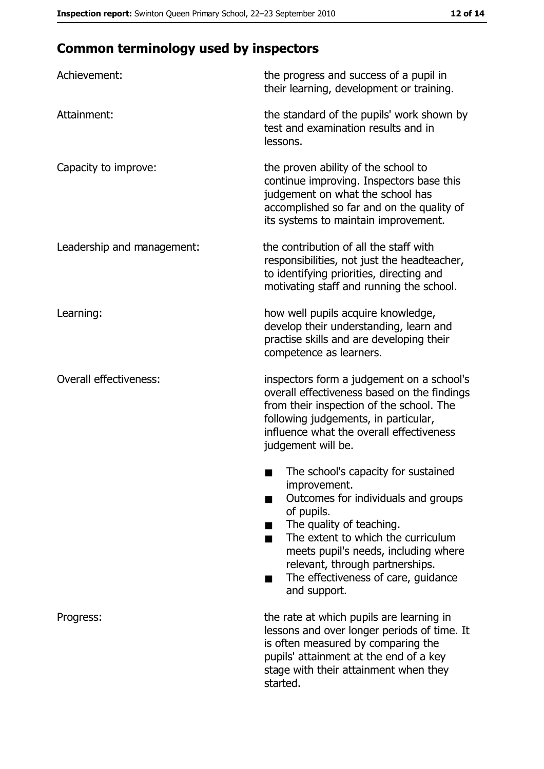## Common terminology used by inspectors

**Achievement:** the progress and success of a pupil in their learning, development or training.

**Attainment:** the standard of the pupils' work shown by test and examination results and in lessons.

**Capacity to improve:** the proven ability of the school to continue improving. Inspectors base this judgement on what the school has accomplished so far and on the quality of its systems to maintain improvement.

**Leadership and management:** the contribution of all the staff with responsibilities, not just the headteacher, to identifying priorities, directing and motivating staff and running the school.

**Learning:** how well pupils acquire knowledge, develop their understanding, learn and practise skills and are developing their competence as learners.

**Overall effectiveness:** inspectors form a judgement on a school's overall effectiveness based on the findings from their inspection of the school. The following judgements, in particular, influence what the overall effectiveness judgement will be.

- The school's capacity for sustained improvement.
- Outcomes for individuals and groups of pupils.
- The quality of teaching.
- The extent to which the curriculum meets pupil's needs, including where relevant, through partnerships.
- The effectiveness of care, guidance and support.

**Progress:** the rate at which pupils are learning in lessons and over longer periods of time. It is often measured by comparing the pupils' attainment at the end of a key stage with their attainment when they started.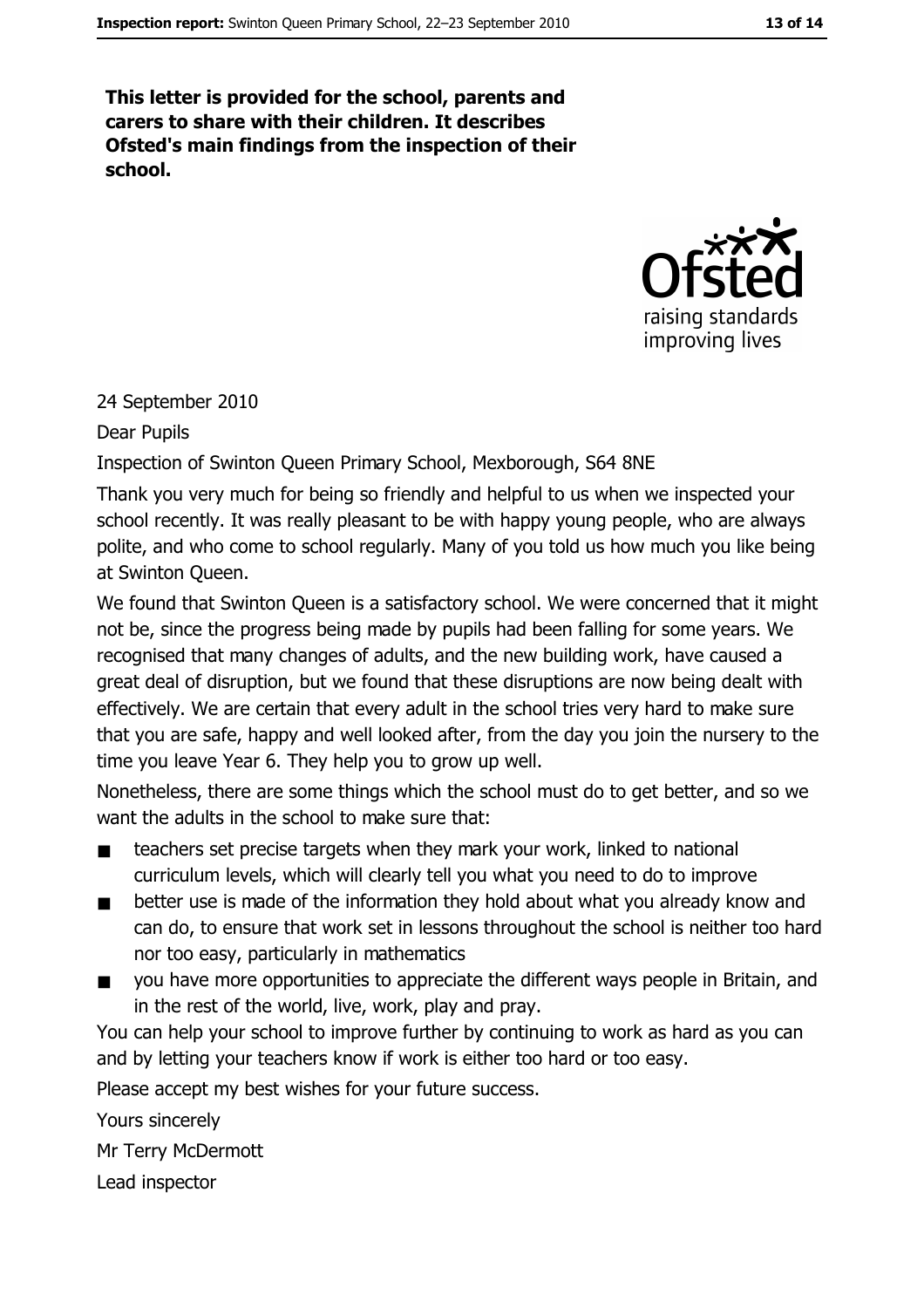**This letter is provided for the school, parents and carers to share with their children. It describes Ofsted's main findings from the inspection of their school.**

24 September 2010

Dear Pupils

Inspection of Swinton Queen Primary School, Mexborough, S64 8NE

Thank you very much for being so friendly and helpful to us when we inspected your school recently. It was really pleasant to be with happy young people, who are always polite, and who come to school regularly. Many of you told us how much you like being at Swinton Queen.

We found that Swinton Queen is a satisfactory school. We were concerned that it might not be, since the progress being made by pupils had been falling for some years. We recognised that many changes of adults, and the new building work, have caused a great deal of disruption, but we found that these disruptions are now being dealt with effectively. We are certain that every adult in the school tries very hard to make sure that you are safe, happy and well looked after, from the day you join the nursery to the time you leave Year 6. They help you to grow up well.

Nonetheless, there are some things which the school must do to get better, and so we want the adults in the school to make sure that:

- teachers set precise targets when they mark your work, linked to national curriculum levels, which will clearly tell you what you need to do to improve
- better use is made of the information they hold about what you already know and can do, to ensure that work set in lessons throughout the school is neither too hard nor too easy, particularly in mathematics
- you have more opportunities to appreciate the different ways people in Britain, and in the rest of the world, live, work, play and pray.

You can help your school to improve further by continuing to work as hard as you can and by letting your teachers know if work is either too hard or too easy.

Please accept my best wishes for your future success.

Yours sincerely

Mr Terry McDermott

Lead inspector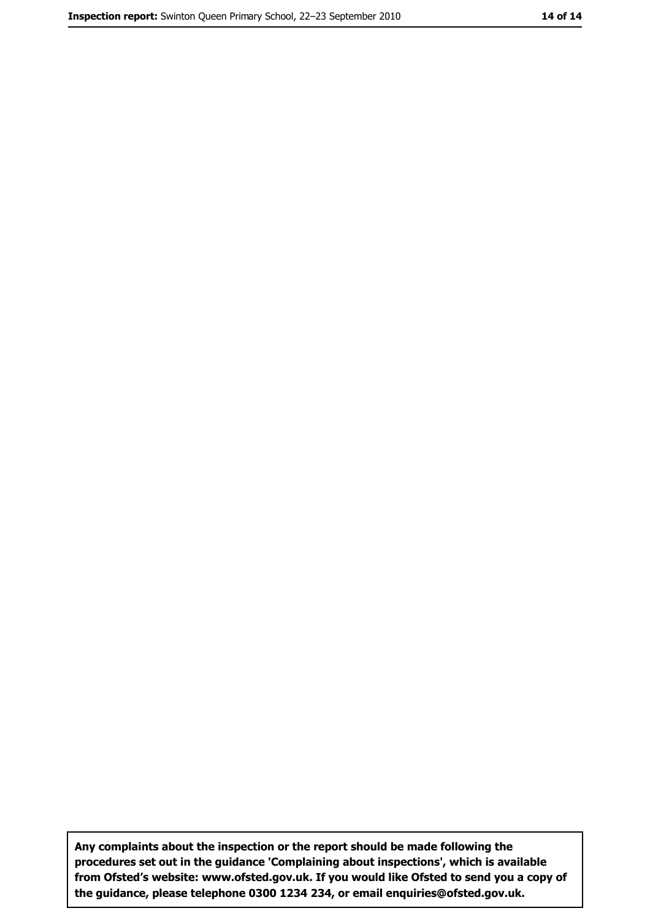**Any complaints about the inspection or the report should be made following the procedures set out in the guidance 'Complaining about inspections', which is available from Ofsted's website: www.ofsted.gov.uk. If you would like Ofsted to send you a copy of the guidance, please telephone 0300 1234 234, or email enquiries@ofsted.gov.uk.**